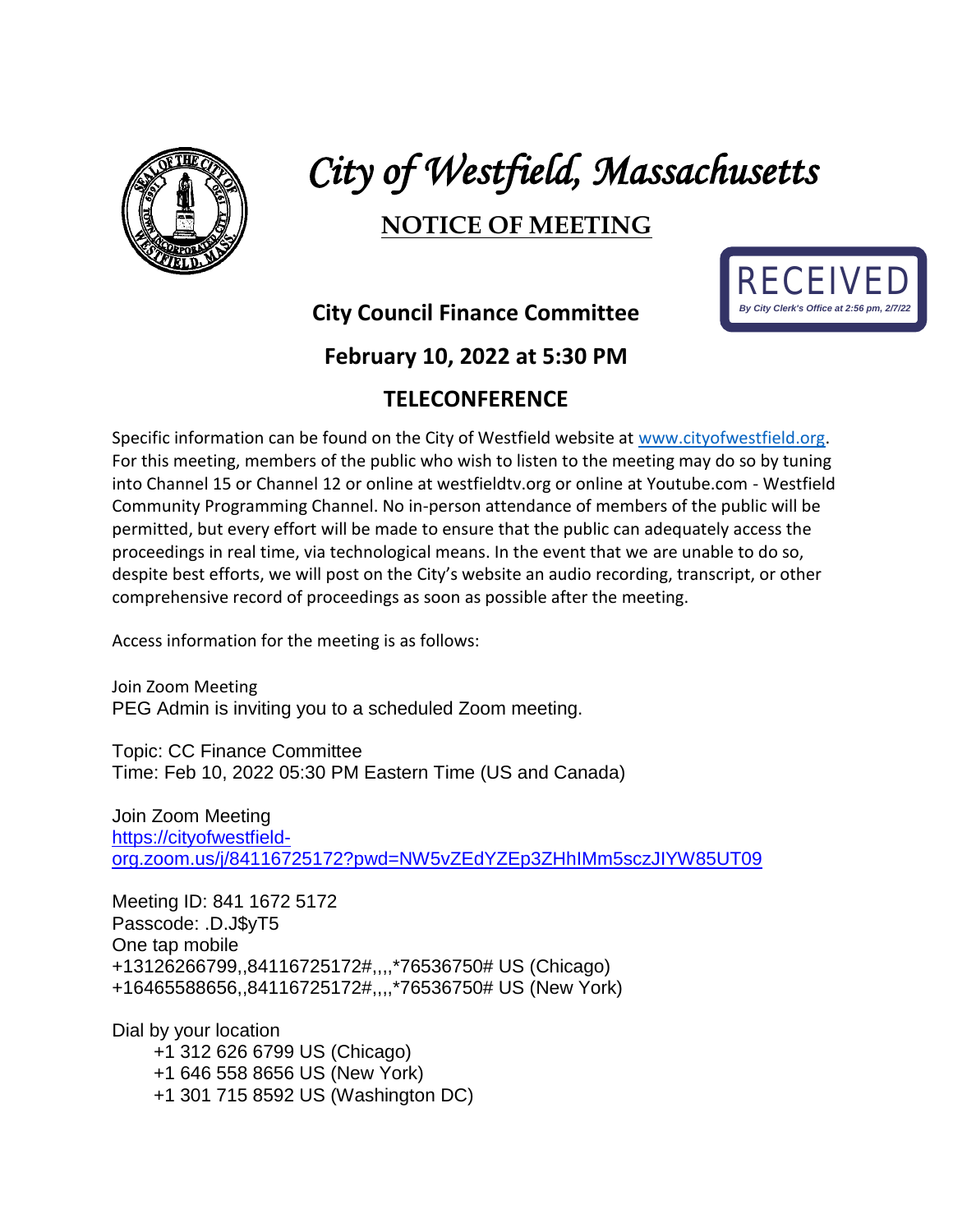# *City of Westfield, Massachusetts*

## NOTICE OF MEETING

RECEIVED
*By City Clerk's Office at 2:56 pm, 2/7/22*

### City Council Finance Committee

### February 10, 2022 at 5:30 PM

### TELECONFERENCE

Specific information can be found on the City of Westfield website at www.cityofwestfield.org. For this meeting, members of the public who wish to listen to the meeting may do so by tuning into Channel 15 or Channel 12 or online at westfieldtv.org or online at Youtube.com - Westfield Community Programming Channel. No in-person attendance of members of the public will be permitted, but every effort will be made to ensure that the public can adequately access the proceedings in real time, via technological means. In the event that we are unable to do so, despite best efforts, we will post on the City's website an audio recording, transcript, or other comprehensive record of proceedings as soon as possible after the meeting.

Access information for the meeting is as follows:

Join Zoom Meeting
PEG Admin is inviting you to a scheduled Zoom meeting.

Topic: CC Finance Committee
Time: Feb 10, 2022 05:30 PM Eastern Time (US and Canada)

Join Zoom Meeting
https://cityofwestfield-org.zoom.us/j/84116725172?pwd=NW5vZEdYZEp3ZHhIMm5sczJIYW85UT09

Meeting ID: 841 1672 5172
Passcode: .D.J$yT5
One tap mobile
+13126266799,,84116725172#,,,,*76536750# US (Chicago)
+16465588656,,84116725172#,,,,*76536750# US (New York)

Dial by your location
+1 312 626 6799 US (Chicago)
+1 646 558 8656 US (New York)
+1 301 715 8592 US (Washington DC)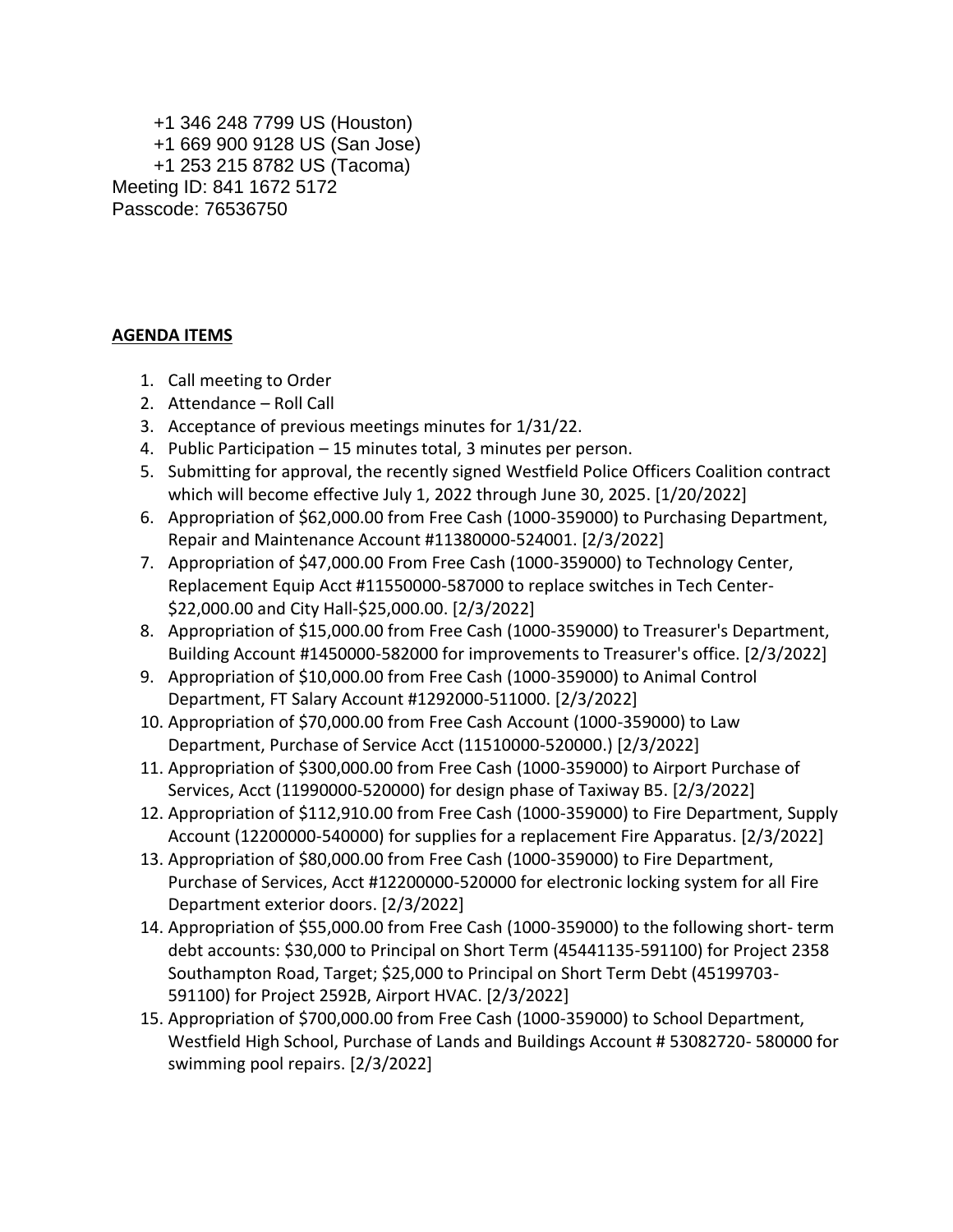+1 346 248 7799 US (Houston)
+1 669 900 9128 US (San Jose)
+1 253 215 8782 US (Tacoma)

Meeting ID: 841 1672 5172
Passcode: 76536750

**AGENDA ITEMS**

1. Call meeting to Order
2. Attendance – Roll Call
3. Acceptance of previous meetings minutes for 1/31/22.
4. Public Participation – 15 minutes total, 3 minutes per person.
5. Submitting for approval, the recently signed Westfield Police Officers Coalition contract which will become effective July 1, 2022 through June 30, 2025. [1/20/2022]
6. Appropriation of $62,000.00 from Free Cash (1000-359000) to Purchasing Department, Repair and Maintenance Account #11380000-524001. [2/3/2022]
7. Appropriation of $47,000.00 From Free Cash (1000-359000) to Technology Center, Replacement Equip Acct #11550000-587000 to replace switches in Tech Center-$22,000.00 and City Hall-$25,000.00. [2/3/2022]
8. Appropriation of $15,000.00 from Free Cash (1000-359000) to Treasurer's Department, Building Account #1450000-582000 for improvements to Treasurer's office. [2/3/2022]
9. Appropriation of $10,000.00 from Free Cash (1000-359000) to Animal Control Department, FT Salary Account #1292000-511000. [2/3/2022]
10. Appropriation of $70,000.00 from Free Cash Account (1000-359000) to Law Department, Purchase of Service Acct (11510000-520000.) [2/3/2022]
11. Appropriation of $300,000.00 from Free Cash (1000-359000) to Airport Purchase of Services, Acct (11990000-520000) for design phase of Taxiway B5. [2/3/2022]
12. Appropriation of $112,910.00 from Free Cash (1000-359000) to Fire Department, Supply Account (12200000-540000) for supplies for a replacement Fire Apparatus. [2/3/2022]
13. Appropriation of $80,000.00 from Free Cash (1000-359000) to Fire Department, Purchase of Services, Acct #12200000-520000 for electronic locking system for all Fire Department exterior doors. [2/3/2022]
14. Appropriation of $55,000.00 from Free Cash (1000-359000) to the following short- term debt accounts: $30,000 to Principal on Short Term (45441135-591100) for Project 2358 Southampton Road, Target; $25,000 to Principal on Short Term Debt (45199703-591100) for Project 2592B, Airport HVAC. [2/3/2022]
15. Appropriation of $700,000.00 from Free Cash (1000-359000) to School Department, Westfield High School, Purchase of Lands and Buildings Account # 53082720- 580000 for swimming pool repairs. [2/3/2022]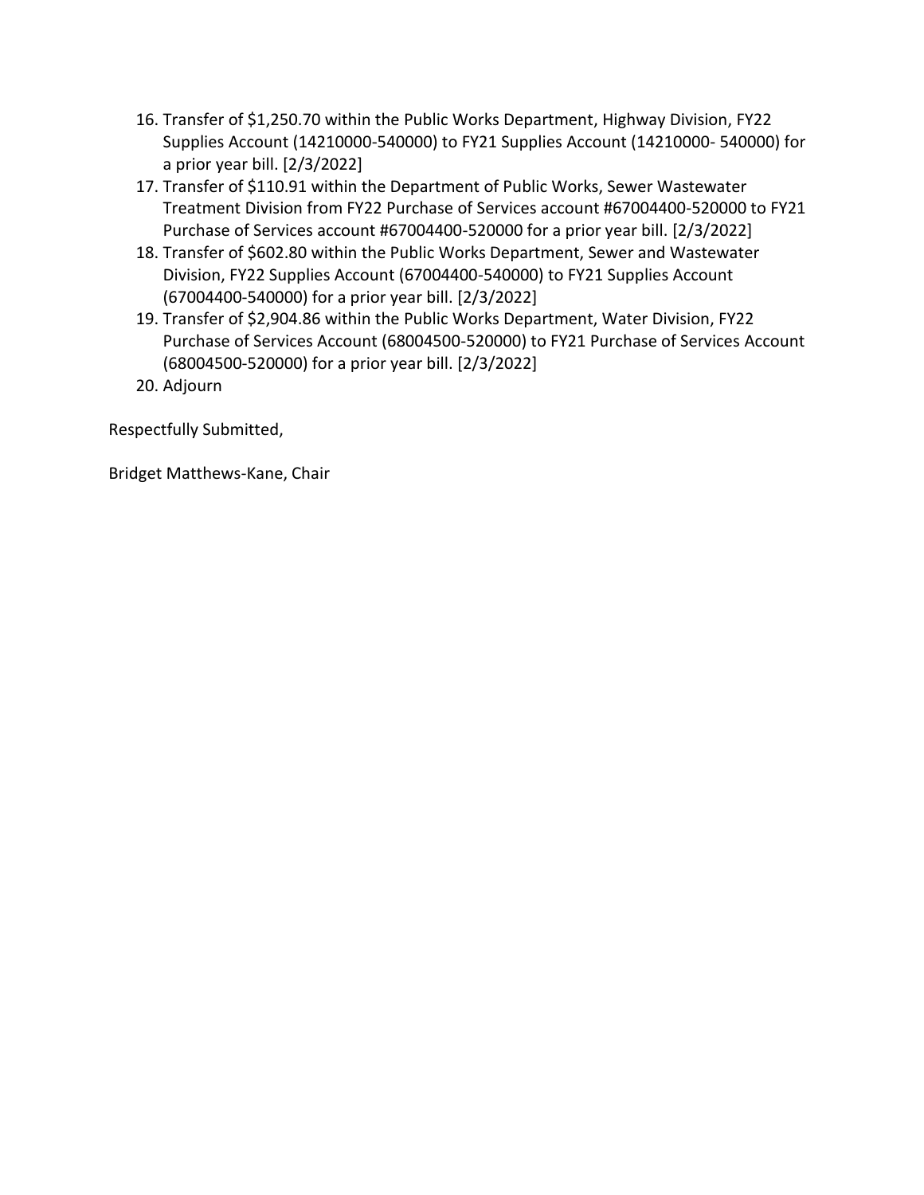16. Transfer of $1,250.70 within the Public Works Department, Highway Division, FY22 Supplies Account (14210000-540000) to FY21 Supplies Account (14210000- 540000) for a prior year bill. [2/3/2022]
17. Transfer of $110.91 within the Department of Public Works, Sewer Wastewater Treatment Division from FY22 Purchase of Services account #67004400-520000 to FY21 Purchase of Services account #67004400-520000 for a prior year bill. [2/3/2022]
18. Transfer of $602.80 within the Public Works Department, Sewer and Wastewater Division, FY22 Supplies Account (67004400-540000) to FY21 Supplies Account (67004400-540000) for a prior year bill. [2/3/2022]
19. Transfer of $2,904.86 within the Public Works Department, Water Division, FY22 Purchase of Services Account (68004500-520000) to FY21 Purchase of Services Account (68004500-520000) for a prior year bill. [2/3/2022]
20. Adjourn

Respectfully Submitted,

Bridget Matthews-Kane, Chair